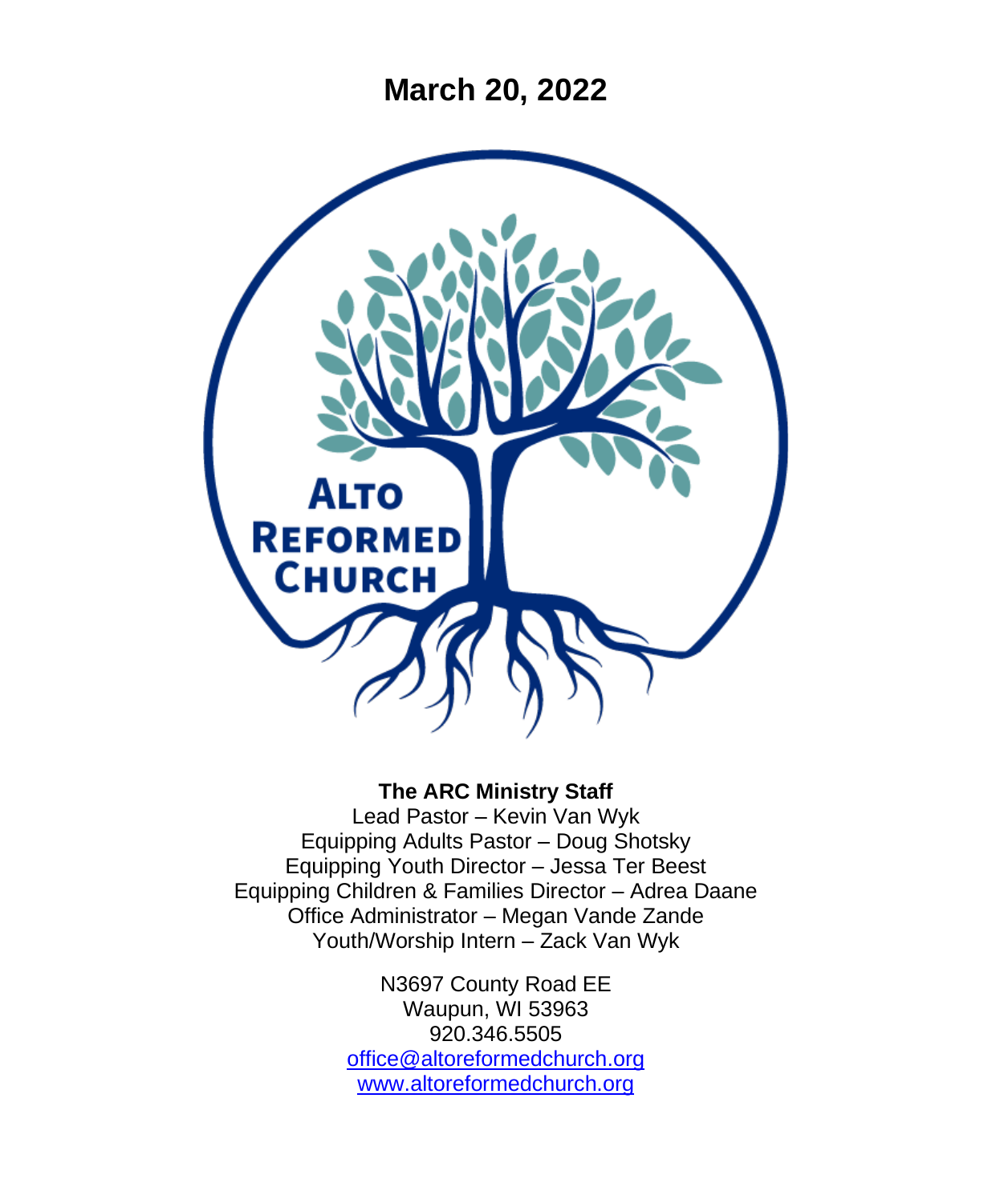# March 20, 2022

ALTO REFORMED CHURCH

**The ARC Ministry Staff**

Lead Pastor – Kevin Van Wyk
Equipping Adults Pastor – Doug Shotsky
Equipping Youth Director – Jessa Ter Beest
Equipping Children & Families Director – Adrea Daane
Office Administrator – Megan Vande Zande
Youth/Worship Intern – Zack Van Wyk

N3697 County Road EE
Waupun, WI 53963
920.346.5505
office@altoreformedchurch.org
www.altoreformedchurch.org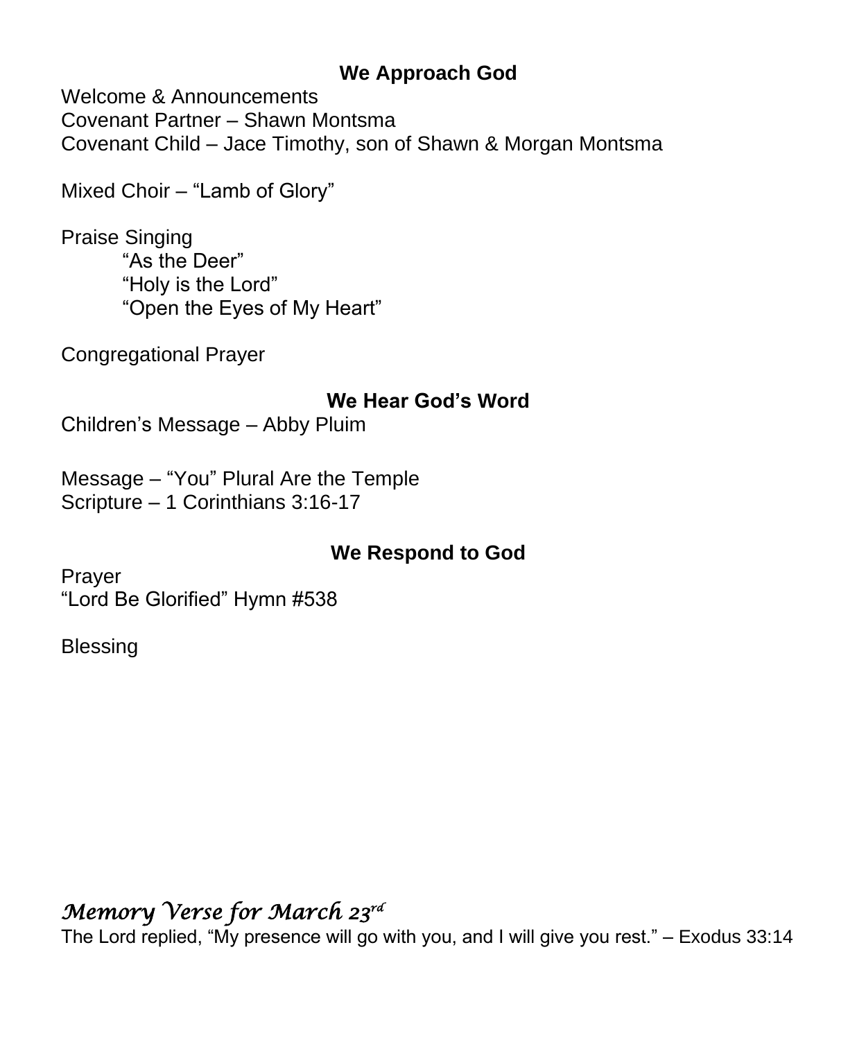## We Approach God

Welcome & Announcements
Covenant Partner – Shawn Montsma
Covenant Child – Jace Timothy, son of Shawn & Morgan Montsma

Mixed Choir – "Lamb of Glory"

Praise Singing
    "As the Deer"
    "Holy is the Lord"
    "Open the Eyes of My Heart"

Congregational Prayer

## We Hear God's Word

Children's Message – Abby Pluim

Message – "You" Plural Are the Temple
Scripture – 1 Corinthians 3:16-17

## We Respond to God

Prayer
"Lord Be Glorified" Hymn #538

Blessing

*Memory Verse for March 23rd*
The Lord replied, "My presence will go with you, and I will give you rest." – Exodus 33:14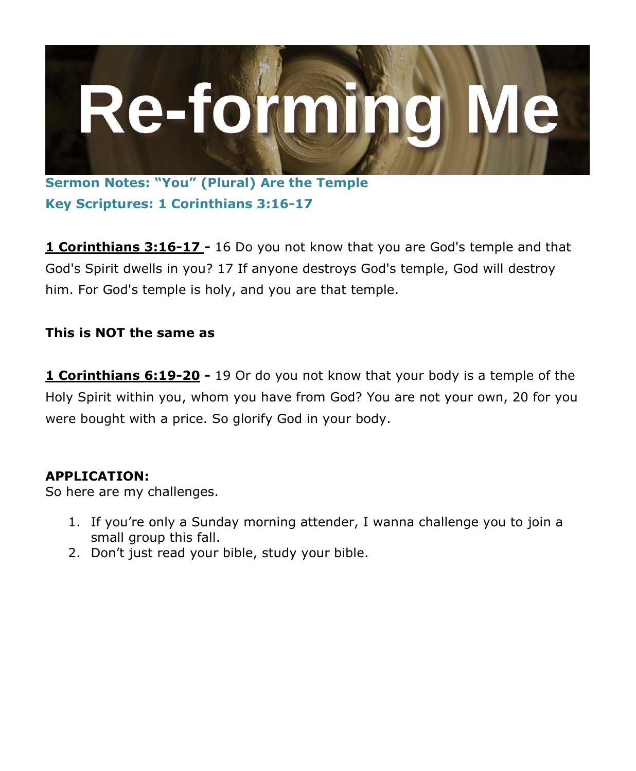# Re-forming Me

**Sermon Notes: "You" (Plural) Are the Temple**
**Key Scriptures: 1 Corinthians 3:16-17**

**1 Corinthians 3:16-17 -** 16 Do you not know that you are God's temple and that God's Spirit dwells in you? 17 If anyone destroys God's temple, God will destroy him. For God's temple is holy, and you are that temple.

**This is NOT the same as**

**1 Corinthians 6:19-20 -** 19 Or do you not know that your body is a temple of the Holy Spirit within you, whom you have from God? You are not your own, 20 for you were bought with a price. So glorify God in your body.

**APPLICATION:**
So here are my challenges.

1. If you're only a Sunday morning attender, I wanna challenge you to join a small group this fall.
2. Don't just read your bible, study your bible.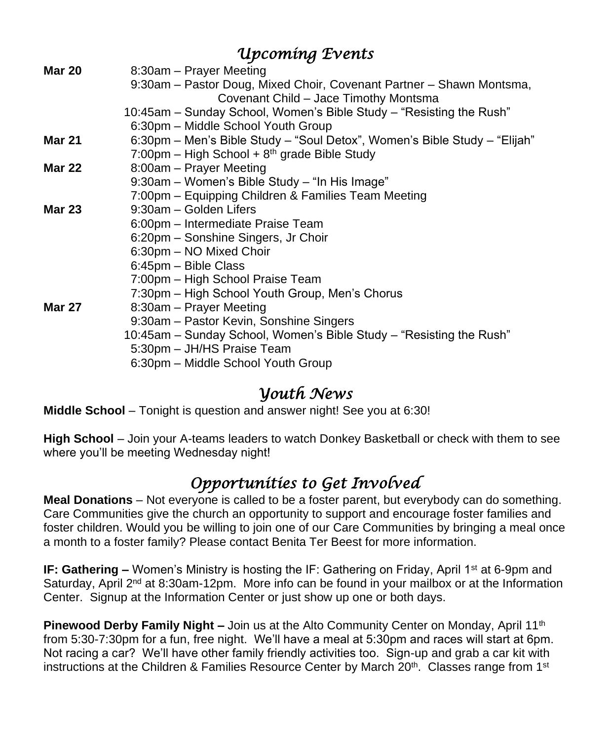## *Upcoming Events*

| | |
|---|---|
| **Mar 20** | 8:30am – Prayer Meeting |
| | 9:30am – Pastor Doug, Mixed Choir, Covenant Partner – Shawn Montsma, Covenant Child – Jace Timothy Montsma |
| | 10:45am – Sunday School, Women's Bible Study – "Resisting the Rush" |
| | 6:30pm – Middle School Youth Group |
| **Mar 21** | 6:30pm – Men's Bible Study – "Soul Detox", Women's Bible Study – "Elijah" |
| | 7:00pm – High School + 8th grade Bible Study |
| **Mar 22** | 8:00am – Prayer Meeting |
| | 9:30am – Women's Bible Study – "In His Image" |
| | 7:00pm – Equipping Children & Families Team Meeting |
| **Mar 23** | 9:30am – Golden Lifers |
| | 6:00pm – Intermediate Praise Team |
| | 6:20pm – Sonshine Singers, Jr Choir |
| | 6:30pm – NO Mixed Choir |
| | 6:45pm – Bible Class |
| | 7:00pm – High School Praise Team |
| | 7:30pm – High School Youth Group, Men's Chorus |
| **Mar 27** | 8:30am – Prayer Meeting |
| | 9:30am – Pastor Kevin, Sonshine Singers |
| | 10:45am – Sunday School, Women's Bible Study – "Resisting the Rush" |
| | 5:30pm – JH/HS Praise Team |
| | 6:30pm – Middle School Youth Group |

## *Youth News*

**Middle School** – Tonight is question and answer night! See you at 6:30!

**High School** – Join your A-teams leaders to watch Donkey Basketball or check with them to see where you'll be meeting Wednesday night!

## *Opportunities to Get Involved*

**Meal Donations** – Not everyone is called to be a foster parent, but everybody can do something. Care Communities give the church an opportunity to support and encourage foster families and foster children. Would you be willing to join one of our Care Communities by bringing a meal once a month to a foster family? Please contact Benita Ter Beest for more information.

**IF: Gathering –** Women's Ministry is hosting the IF: Gathering on Friday, April 1st at 6-9pm and Saturday, April 2nd at 8:30am-12pm. More info can be found in your mailbox or at the Information Center. Signup at the Information Center or just show up one or both days.

**Pinewood Derby Family Night –** Join us at the Alto Community Center on Monday, April 11th from 5:30-7:30pm for a fun, free night. We'll have a meal at 5:30pm and races will start at 6pm. Not racing a car? We'll have other family friendly activities too. Sign-up and grab a car kit with instructions at the Children & Families Resource Center by March 20th. Classes range from 1st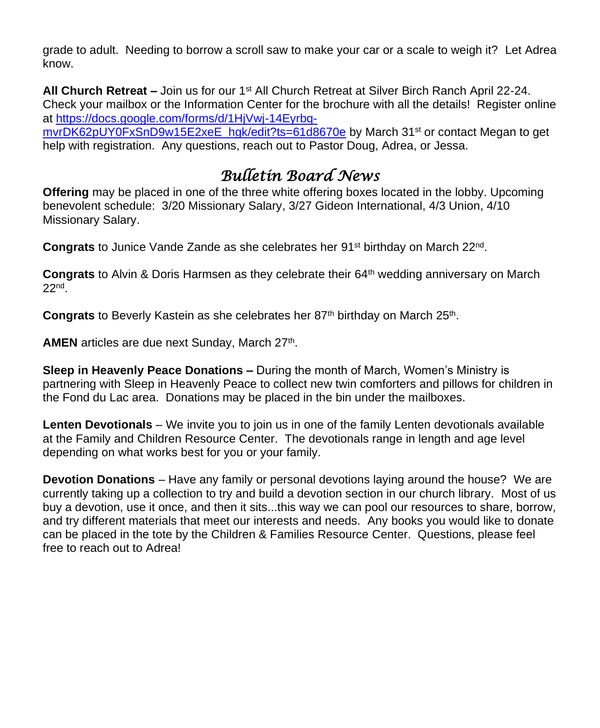grade to adult. Needing to borrow a scroll saw to make your car or a scale to weigh it? Let Adrea know.

**All Church Retreat –** Join us for our 1st All Church Retreat at Silver Birch Ranch April 22-24. Check your mailbox or the Information Center for the brochure with all the details! Register online at https://docs.google.com/forms/d/1HjVwj-14Eyrbq-mvrDK62pUY0FxSnD9w15E2xeE_hgk/edit?ts=61d8670e by March 31st or contact Megan to get help with registration. Any questions, reach out to Pastor Doug, Adrea, or Jessa.

## *Bulletin Board News*

**Offering** may be placed in one of the three white offering boxes located in the lobby. Upcoming benevolent schedule: 3/20 Missionary Salary, 3/27 Gideon International, 4/3 Union, 4/10 Missionary Salary.

**Congrats** to Junice Vande Zande as she celebrates her 91st birthday on March 22nd.

**Congrats** to Alvin & Doris Harmsen as they celebrate their 64th wedding anniversary on March 22nd.

**Congrats** to Beverly Kastein as she celebrates her 87th birthday on March 25th.

**AMEN** articles are due next Sunday, March 27th.

**Sleep in Heavenly Peace Donations –** During the month of March, Women's Ministry is partnering with Sleep in Heavenly Peace to collect new twin comforters and pillows for children in the Fond du Lac area. Donations may be placed in the bin under the mailboxes.

**Lenten Devotionals** – We invite you to join us in one of the family Lenten devotionals available at the Family and Children Resource Center. The devotionals range in length and age level depending on what works best for you or your family.

**Devotion Donations** – Have any family or personal devotions laying around the house? We are currently taking up a collection to try and build a devotion section in our church library. Most of us buy a devotion, use it once, and then it sits...this way we can pool our resources to share, borrow, and try different materials that meet our interests and needs. Any books you would like to donate can be placed in the tote by the Children & Families Resource Center. Questions, please feel free to reach out to Adrea!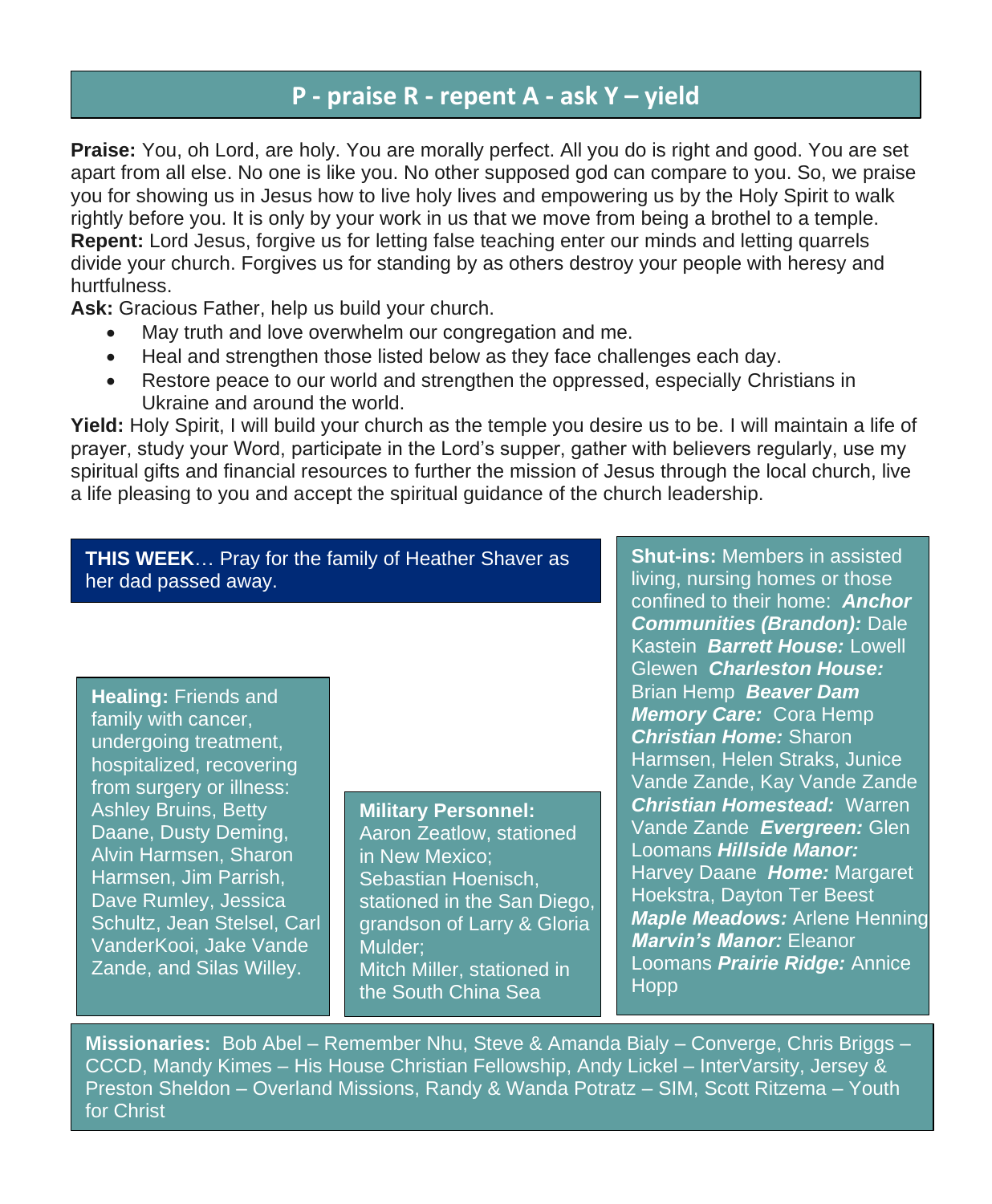## P - praise R - repent A - ask Y – yield

**Praise:** You, oh Lord, are holy. You are morally perfect. All you do is right and good. You are set apart from all else. No one is like you. No other supposed god can compare to you. So, we praise you for showing us in Jesus how to live holy lives and empowering us by the Holy Spirit to walk rightly before you. It is only by your work in us that we move from being a brothel to a temple.
**Repent:** Lord Jesus, forgive us for letting false teaching enter our minds and letting quarrels divide your church. Forgives us for standing by as others destroy your people with heresy and hurtfulness.
**Ask:** Gracious Father, help us build your church.

- May truth and love overwhelm our congregation and me.
- Heal and strengthen those listed below as they face challenges each day.
- Restore peace to our world and strengthen the oppressed, especially Christians in Ukraine and around the world.

**Yield:** Holy Spirit, I will build your church as the temple you desire us to be. I will maintain a life of prayer, study your Word, participate in the Lord's supper, gather with believers regularly, use my spiritual gifts and financial resources to further the mission of Jesus through the local church, live a life pleasing to you and accept the spiritual guidance of the church leadership.

**THIS WEEK**… Pray for the family of Heather Shaver as her dad passed away.

**Healing:** Friends and family with cancer, undergoing treatment, hospitalized, recovering from surgery or illness: Ashley Bruins, Betty Daane, Dusty Deming, Alvin Harmsen, Sharon Harmsen, Jim Parrish, Dave Rumley, Jessica Schultz, Jean Stelsel, Carl VanderKooi, Jake Vande Zande, and Silas Willey.

**Military Personnel:**
Aaron Zeatlow, stationed in New Mexico;
Sebastian Hoenisch, stationed in the San Diego, grandson of Larry & Gloria Mulder;
Mitch Miller, stationed in the South China Sea

**Shut-ins:** Members in assisted living, nursing homes or those confined to their home: ***Anchor Communities (Brandon):*** Dale Kastein ***Barrett House:*** Lowell Glewen ***Charleston House:*** Brian Hemp ***Beaver Dam Memory Care:*** Cora Hemp ***Christian Home:*** Sharon Harmsen, Helen Straks, Junice Vande Zande, Kay Vande Zande ***Christian Homestead:*** Warren Vande Zande ***Evergreen:*** Glen Loomans ***Hillside Manor:*** Harvey Daane ***Home:*** Margaret Hoekstra, Dayton Ter Beest ***Maple Meadows:*** Arlene Henning ***Marvin's Manor:*** Eleanor Loomans ***Prairie Ridge:*** Annice Hopp

**Missionaries:** Bob Abel – Remember Nhu, Steve & Amanda Bialy – Converge, Chris Briggs – CCCD, Mandy Kimes – His House Christian Fellowship, Andy Lickel – InterVarsity, Jersey & Preston Sheldon – Overland Missions, Randy & Wanda Potratz – SIM, Scott Ritzema – Youth for Christ